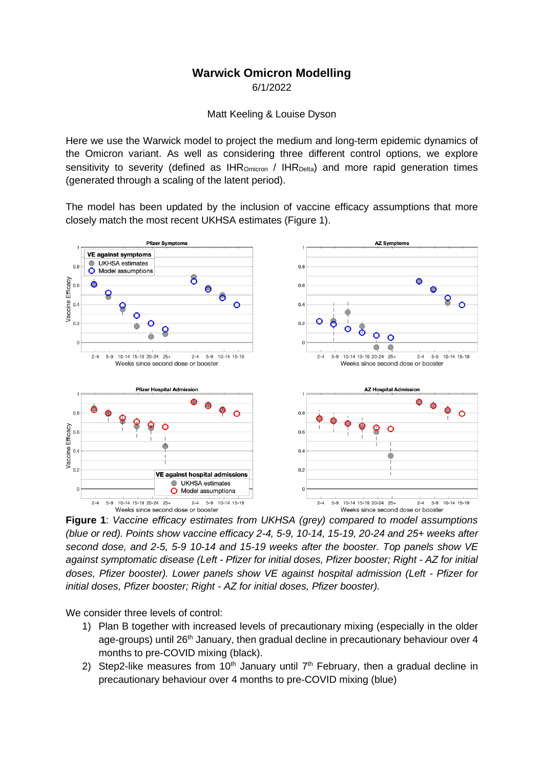# Warwick Omicron Modelling

6/1/2022

Matt Keeling & Louise Dyson

Here we use the Warwick model to project the medium and long-term epidemic dynamics of the Omicron variant. As well as considering three different control options, we explore sensitivity to severity (defined as $IHR_{Omicron}$ / $IHR_{Delta}$) and more rapid generation times (generated through a scaling of the latent period).

The model has been updated by the inclusion of vaccine efficacy assumptions that more closely match the most recent UKHSA estimates (Figure 1).

**Figure 1**: *Vaccine efficacy estimates from UKHSA (grey) compared to model assumptions (blue or red). Points show vaccine efficacy 2-4, 5-9, 10-14, 15-19, 20-24 and 25+ weeks after second dose, and 2-5, 5-9 10-14 and 15-19 weeks after the booster. Top panels show VE against symptomatic disease (Left - Pfizer for initial doses, Pfizer booster; Right - AZ for initial doses, Pfizer booster). Lower panels show VE against hospital admission (Left - Pfizer for initial doses, Pfizer booster; Right - AZ for initial doses, Pfizer booster).*

We consider three levels of control:

1) Plan B together with increased levels of precautionary mixing (especially in the older age-groups) until 26th January, then gradual decline in precautionary behaviour over 4 months to pre-COVID mixing (black).
2) Step2-like measures from 10th January until 7th February, then a gradual decline in precautionary behaviour over 4 months to pre-COVID mixing (blue)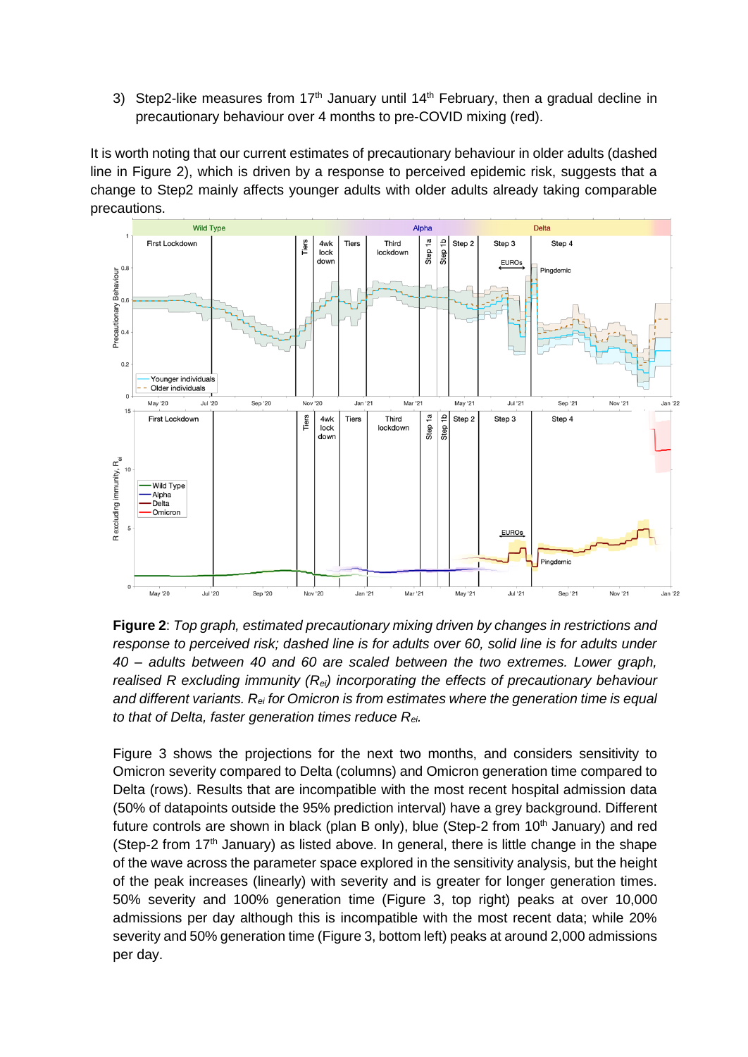3) Step2-like measures from 17th January until 14th February, then a gradual decline in precautionary behaviour over 4 months to pre-COVID mixing (red).

It is worth noting that our current estimates of precautionary behaviour in older adults (dashed line in Figure 2), which is driven by a response to perceived epidemic risk, suggests that a change to Step2 mainly affects younger adults with older adults already taking comparable precautions.

**Figure 2**: *Top graph, estimated precautionary mixing driven by changes in restrictions and response to perceived risk; dashed line is for adults over 60, solid line is for adults under 40 – adults between 40 and 60 are scaled between the two extremes. Lower graph, realised R excluding immunity ($R_{ei}$) incorporating the effects of precautionary behaviour and different variants. $R_{ei}$ for Omicron is from estimates where the generation time is equal to that of Delta, faster generation times reduce $R_{ei}$.*

Figure 3 shows the projections for the next two months, and considers sensitivity to Omicron severity compared to Delta (columns) and Omicron generation time compared to Delta (rows). Results that are incompatible with the most recent hospital admission data (50% of datapoints outside the 95% prediction interval) have a grey background. Different future controls are shown in black (plan B only), blue (Step-2 from 10th January) and red (Step-2 from 17th January) as listed above. In general, there is little change in the shape of the wave across the parameter space explored in the sensitivity analysis, but the height of the peak increases (linearly) with severity and is greater for longer generation times. 50% severity and 100% generation time (Figure 3, top right) peaks at over 10,000 admissions per day although this is incompatible with the most recent data; while 20% severity and 50% generation time (Figure 3, bottom left) peaks at around 2,000 admissions per day.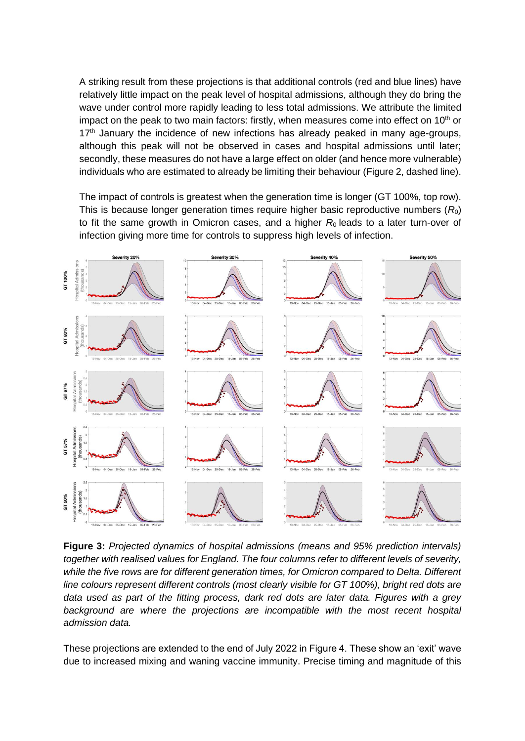A striking result from these projections is that additional controls (red and blue lines) have relatively little impact on the peak level of hospital admissions, although they do bring the wave under control more rapidly leading to less total admissions. We attribute the limited impact on the peak to two main factors: firstly, when measures come into effect on 10th or 17th January the incidence of new infections has already peaked in many age-groups, although this peak will not be observed in cases and hospital admissions until later; secondly, these measures do not have a large effect on older (and hence more vulnerable) individuals who are estimated to already be limiting their behaviour (Figure 2, dashed line).

The impact of controls is greatest when the generation time is longer (GT 100%, top row). This is because longer generation times require higher basic reproductive numbers ($R_0$) to fit the same growth in Omicron cases, and a higher $R_0$ leads to a later turn-over of infection giving more time for controls to suppress high levels of infection.

**Figure 3:** *Projected dynamics of hospital admissions (means and 95% prediction intervals) together with realised values for England. The four columns refer to different levels of severity, while the five rows are for different generation times, for Omicron compared to Delta. Different line colours represent different controls (most clearly visible for GT 100%), bright red dots are data used as part of the fitting process, dark red dots are later data. Figures with a grey background are where the projections are incompatible with the most recent hospital admission data.*

These projections are extended to the end of July 2022 in Figure 4. These show an 'exit' wave due to increased mixing and waning vaccine immunity. Precise timing and magnitude of this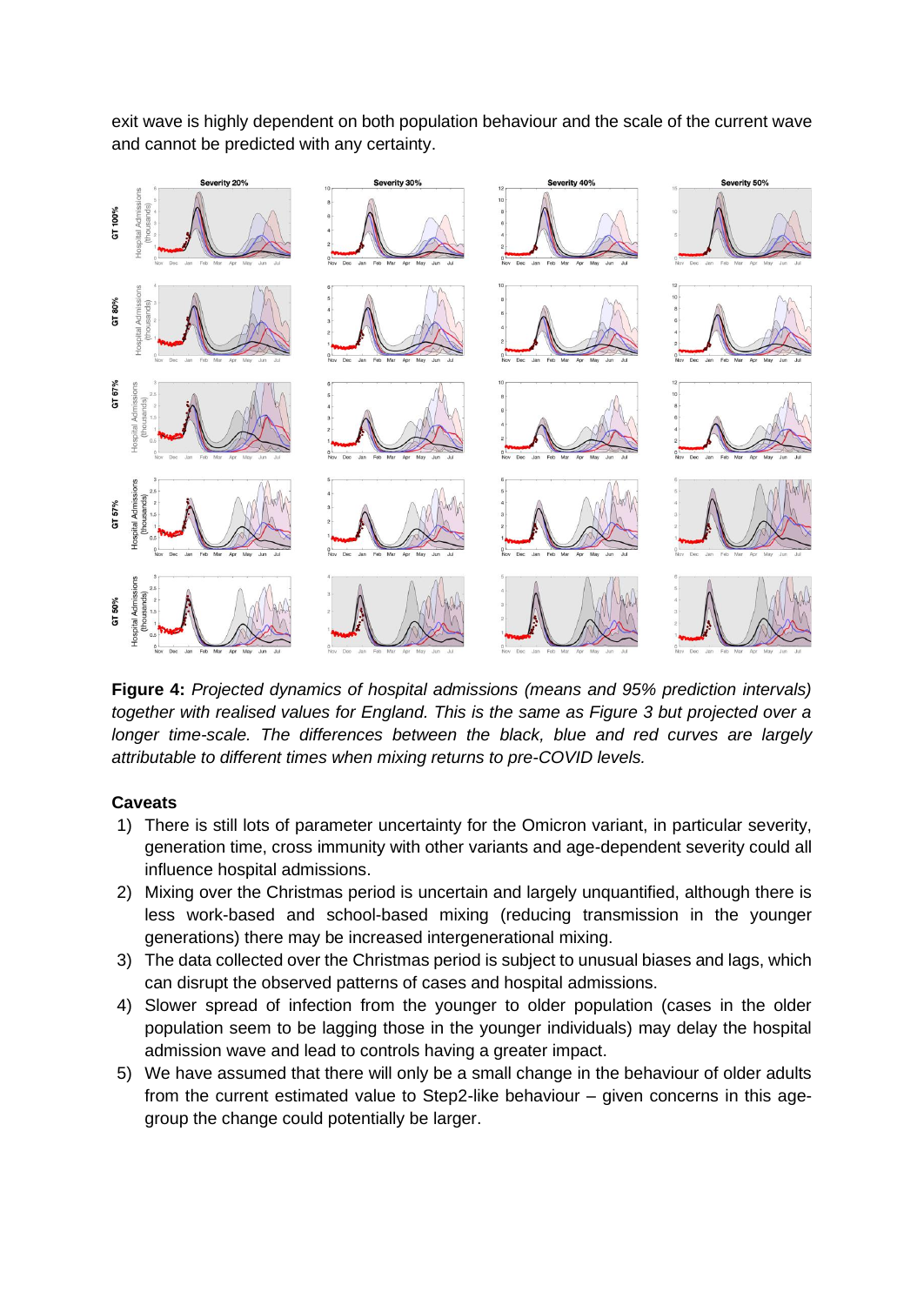exit wave is highly dependent on both population behaviour and the scale of the current wave and cannot be predicted with any certainty.

Severity 20%
Severity 30%
Severity 40%
Severity 50%

GT 100%
GT 80%
GT 67%
GT 57%
GT 50%

Hospital Admissions (thousands)

Nov Dec Jan Feb Mar Apr May Jun Jul

**Figure 4:** *Projected dynamics of hospital admissions (means and 95% prediction intervals) together with realised values for England. This is the same as Figure 3 but projected over a longer time-scale. The differences between the black, blue and red curves are largely attributable to different times when mixing returns to pre-COVID levels.*

**Caveats**

1) There is still lots of parameter uncertainty for the Omicron variant, in particular severity, generation time, cross immunity with other variants and age-dependent severity could all influence hospital admissions.
2) Mixing over the Christmas period is uncertain and largely unquantified, although there is less work-based and school-based mixing (reducing transmission in the younger generations) there may be increased intergenerational mixing.
3) The data collected over the Christmas period is subject to unusual biases and lags, which can disrupt the observed patterns of cases and hospital admissions.
4) Slower spread of infection from the younger to older population (cases in the older population seem to be lagging those in the younger individuals) may delay the hospital admission wave and lead to controls having a greater impact.
5) We have assumed that there will only be a small change in the behaviour of older adults from the current estimated value to Step2-like behaviour – given concerns in this age-group the change could potentially be larger.